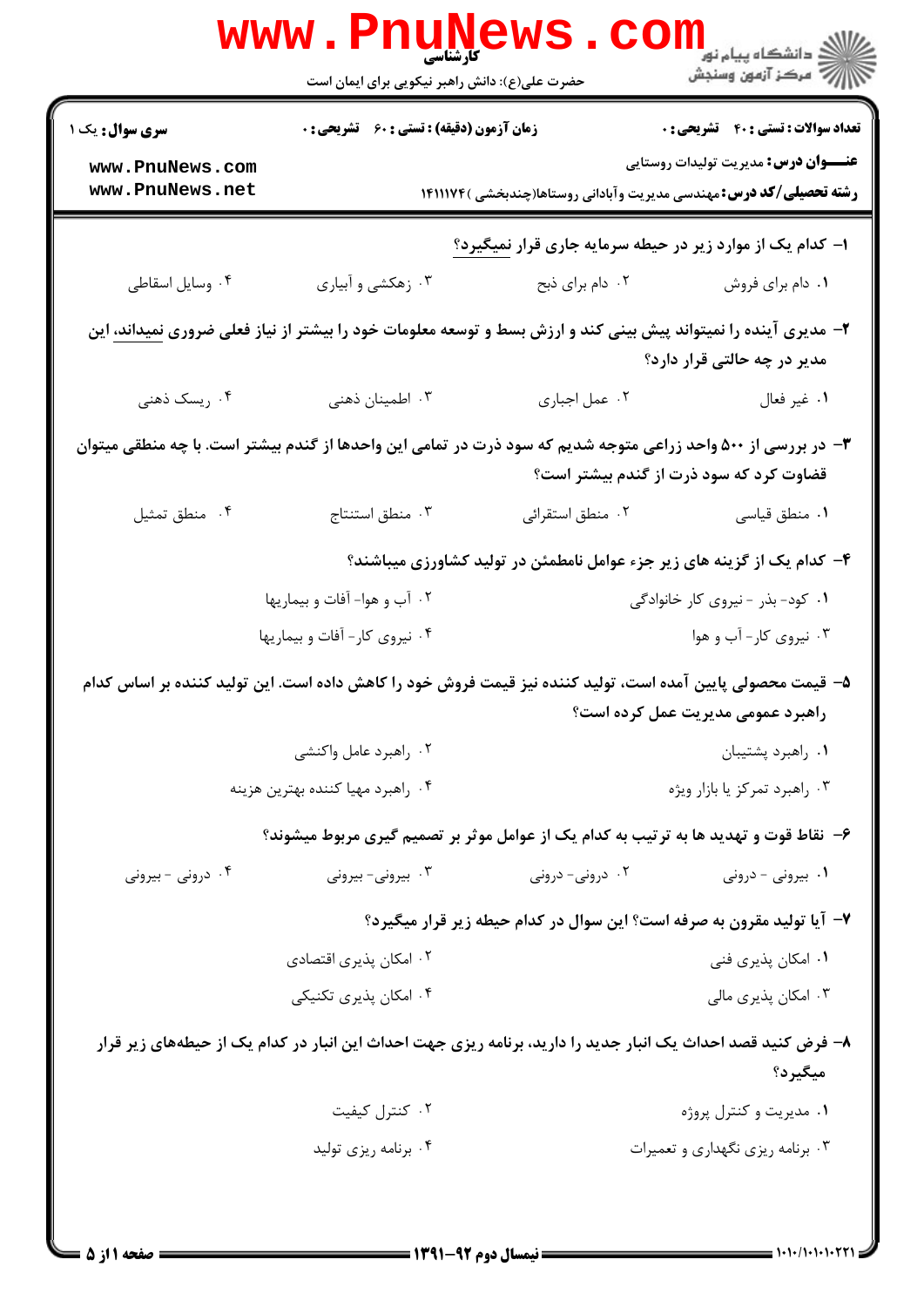کارشناسی

حضرت علی(ع): دانش راهبر نیکویی برای ایمان است

دانشگاه پیام نور
مرکز آزمون وسنجش

**سری سوال:** یک ۱

**زمان آزمون (دقیقه) : تستی : ۶۰ تشریحی : ۰**

**تعداد سوالات : تستی : ۴۰ تشریحی : ۰**

**عنـــوان درس:** مدیریت تولیدات روستایی

**رشته تحصیلی/کد درس:** مهندسی مدیریت وآبادانی روستاها(چندبخشی )۱۴۱۱۱۷۴

۱- کدام یک از موارد زیر در حیطه سرمایه جاری قرار نمیگیرد؟

۱. دام برای فروش
۲. دام برای ذبح
۳. زهکشی و آبیاری
۴. وسایل اسقاطی

۲- مدیری آینده را نمیتواند پیش بینی کند و ارزش بسط و توسعه معلومات خود را بیشتر از نیاز فعلی ضروری نمیداند، این مدیر در چه حالتی قرار دارد؟

۱. غیر فعال
۲. عمل اجباری
۳. اطمینان ذهنی
۴. ریسک ذهنی

۳- در بررسی از ۵۰۰ واحد زراعی متوجه شدیم که سود ذرت در تمامی این واحدها از گندم بیشتر است. با چه منطقی میتوان قضاوت کرد که سود ذرت از گندم بیشتر است؟

۱. منطق قیاسی
۲. منطق استقرائی
۳. منطق استنتاج
۴. منطق تمثیل

۴- کدام یک از گزینه های زیر جزء عوامل نامطمئن در تولید کشاورزی میباشند؟

۱. کود- بذر - نیروی کار خانوادگی
۲. آب و هوا- آفات و بیماریها
۳. نیروی کار- آب و هوا
۴. نیروی کار- آفات و بیماریها

۵- قیمت محصولی پایین آمده است، تولید کننده نیز قیمت فروش خود را کاهش داده است. این تولید کننده بر اساس کدام راهبرد عمومی مدیریت عمل کرده است؟

۱. راهبرد پشتیبان
۲. راهبرد عامل واکنشی
۳. راهبرد تمرکز یا بازار ویژه
۴. راهبرد مهیا کننده بهترین هزینه

۶- نقاط قوت و تهدید ها به ترتیب به کدام یک از عوامل موثر بر تصمیم گیری مربوط میشوند؟

۱. بیرونی - درونی
۲. درونی- درونی
۳. بیرونی- بیرونی
۴. درونی - بیرونی

۷- آیا تولید مقرون به صرفه است؟ این سوال در کدام حیطه زیر قرار میگیرد؟

۱. امکان پذیری فنی
۲. امکان پذیری اقتصادی
۳. امکان پذیری مالی
۴. امکان پذیری تکنیکی

۸- فرض کنید قصد احداث یک انبار جدید را دارید، برنامه ریزی جهت احداث این انبار در کدام یک از حیطههای زیر قرار میگیرد؟

۱. مدیریت و کنترل پروژه
۲. کنترل کیفیت
۳. برنامه ریزی نگهداری و تعمیرات
۴. برنامه ریزی تولید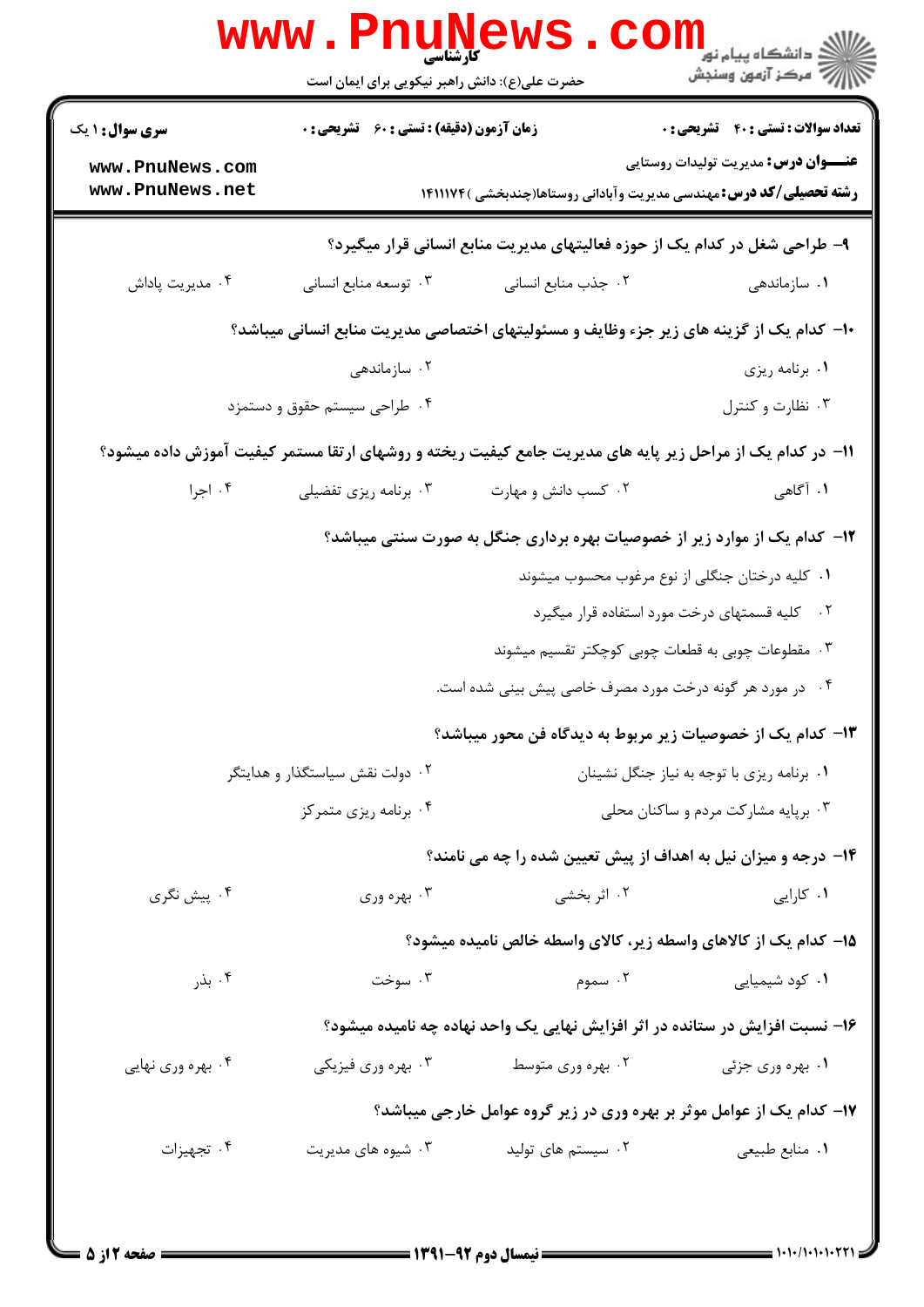۹- طراحی شغل در کدام یک از حوزه فعالیتهای مدیریت منابع انسانی قرار میگیرد؟

۱. سازماندهی
۲. جذب منابع انسانی
۳. توسعه منابع انسانی
۴. مدیریت پاداش

۱۰- کدام یک از گزینه های زیر جزء وظایف و مسئولیتهای اختصاصی مدیریت منابع انسانی میباشد؟

۱. برنامه ریزی
۲. سازماندهی
۳. نظارت و کنترل
۴. طراحی سیستم حقوق و دستمزد

۱۱- در کدام یک از مراحل زیر پایه های مدیریت جامع کیفیت ریخته و روشهای ارتقا مستمر کیفیت آموزش داده میشود؟

۱. آگاهی
۲. کسب دانش و مهارت
۳. برنامه ریزی تفضیلی
۴. اجرا

۱۲- کدام یک از موارد زیر از خصوصیات بهره برداری جنگل به صورت سنتی میباشد؟

۱. کلیه درختان جنگلی از نوع مرغوب محسوب میشوند
۲. کلیه قسمتهای درخت مورد استفاده قرار میگیرد
۳. مقطوعات چوبی به قطعات چوبی کوچکتر تقسیم میشوند
۴. در مورد هر گونه درخت مورد مصرف خاصی پیش بینی شده است.

۱۳- کدام یک از خصوصیات زیر مربوط به دیدگاه فن محور میباشد؟

۱. برنامه ریزی با توجه به نیاز جنگل نشینان
۲. دولت نقش سیاستگذار و هدایتگر
۳. برپایه مشارکت مردم و ساکنان محلی
۴. برنامه ریزی متمرکز

۱۴- درجه و میزان نیل به اهداف از پیش تعیین شده را چه می نامند؟

۱. کارایی
۲. اثر بخشی
۳. بهره وری
۴. پیش نگری

۱۵- کدام یک از کالاهای واسطه زیر، کالای واسطه خالص نامیده میشود؟

۱. کود شیمیایی
۲. سموم
۳. سوخت
۴. بذر

۱۶- نسبت افزایش در ستانده در اثر افزایش نهایی یک واحد نهاده چه نامیده میشود؟

۱. بهره وری جزئی
۲. بهره وری متوسط
۳. بهره وری فیزیکی
۴. بهره وری نهایی

۱۷- کدام یک از عوامل موثر بر بهره وری در زیر گروه عوامل خارجی میباشد؟

۱. منابع طبیعی
۲. سیستم های تولید
۳. شیوه های مدیریت
۴. تجهیزات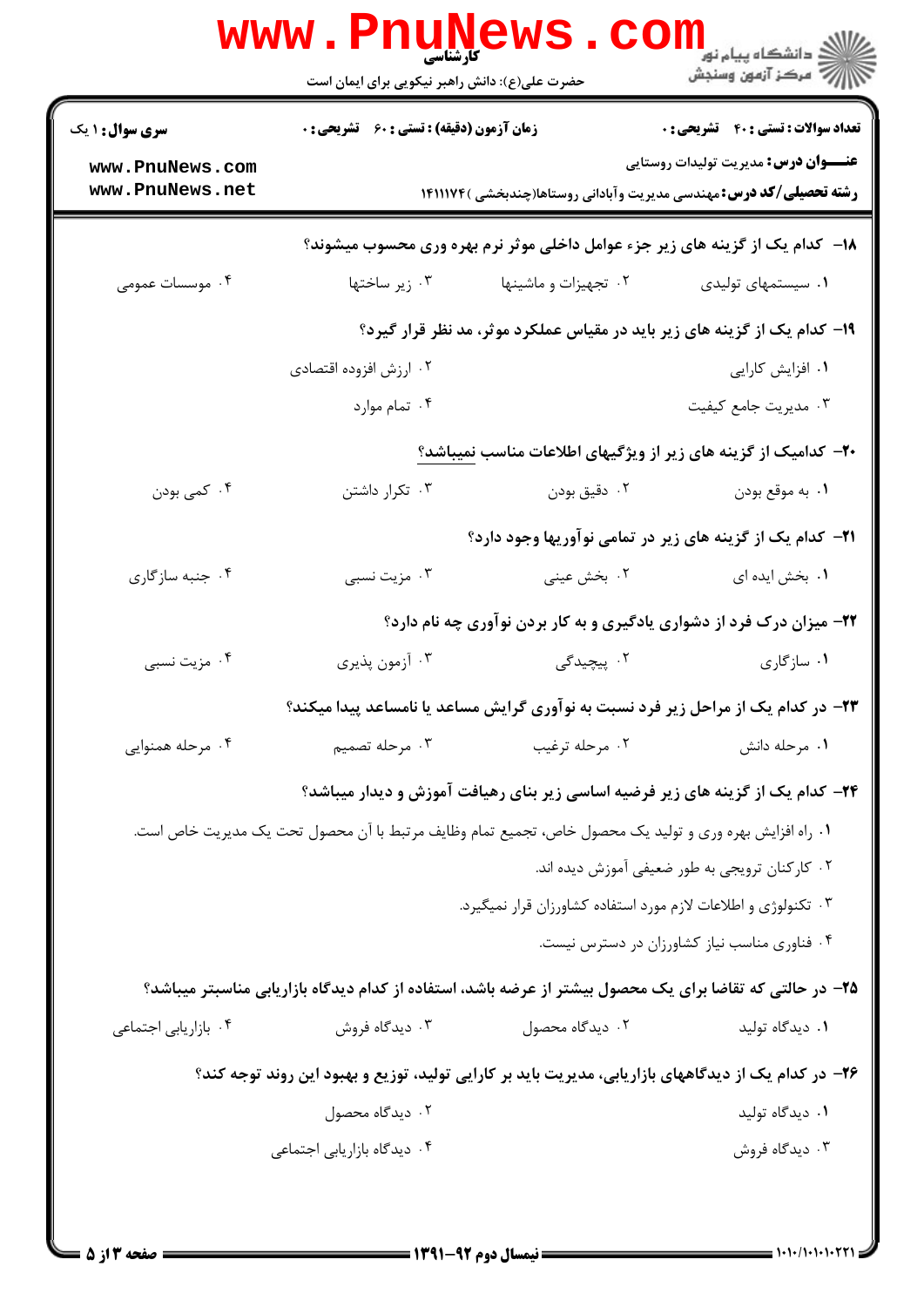کارشناسی

حضرت علی(ع): دانش راهبر نیکویی برای ایمان است

**سری سوال:** ۱ یک | **زمان آزمون (دقیقه) : تستی :** ۶۰ **تشریحی :** ۰ | **تعداد سوالات : تستی :** ۴۰ **تشریحی :** ۰

**عنـــوان درس:** مدیریت تولیدات روستایی

**رشته تحصیلی/کد درس:** مهندسی مدیریت وآبادانی روستاها(چندبخشی ) ۱۴۱۱۱۷۴

**۱۸- کدام یک از گزینه های زیر جزء عوامل داخلی موثر نرم بهره وری محسوب میشوند؟**

۱. سیستمهای تولیدی
۲. تجهیزات و ماشینها
۳. زیر ساختها
۴. موسسات عمومی

**۱۹- کدام یک از گزینه های زیر باید در مقیاس عملکرد موثر، مد نظر قرار گیرد؟**

۱. افزایش کارایی
۲. ارزش افزوده اقتصادی
۳. مدیریت جامع کیفیت
۴. تمام موارد

**۲۰- کدامیک از گزینه های زیر از ویژگیهای اطلاعات مناسب نمیباشد؟**

۱. به موقع بودن
۲. دقیق بودن
۳. تکرار داشتن
۴. کمی بودن

**۲۱- کدام یک از گزینه های زیر در تمامی نوآوریها وجود دارد؟**

۱. بخش ایده ای
۲. بخش عینی
۳. مزیت نسبی
۴. جنبه سازگاری

**۲۲- میزان درک فرد از دشواری یادگیری و به کار بردن نوآوری چه نام دارد؟**

۱. سازگاری
۲. پیچیدگی
۳. آزمون پذیری
۴. مزیت نسبی

**۲۳- در کدام یک از مراحل زیر فرد نسبت به نوآوری گرایش مساعد یا نامساعد پیدا میکند؟**

۱. مرحله دانش
۲. مرحله ترغیب
۳. مرحله تصمیم
۴. مرحله همنوایی

**۲۴- کدام یک از گزینه های زیر فرضیه اساسی زیر بنای رهیافت آموزش و دیدار میباشد؟**

۱. راه افزایش بهره وری و تولید یک محصول خاص، تجمیع تمام وظایف مرتبط با آن محصول تحت یک مدیریت خاص است.
۲. کارکنان ترویجی به طور ضعیفی آموزش دیده اند.
۳. تکنولوژی و اطلاعات لازم مورد استفاده کشاورزان قرار نمیگیرد.
۴. فناوری مناسب نیاز کشاورزان در دسترس نیست.

**۲۵- در حالتی که تقاضا برای یک محصول بیشتر از عرضه باشد، استفاده از کدام دیدگاه بازاریابی مناسبتر میباشد؟**

۱. دیدگاه تولید
۲. دیدگاه محصول
۳. دیدگاه فروش
۴. بازاریابی اجتماعی

**۲۶- در کدام یک از دیدگاههای بازاریابی، مدیریت باید بر کارایی تولید، توزیع و بهبود این روند توجه کند؟**

۱. دیدگاه تولید
۲. دیدگاه محصول
۳. دیدگاه فروش
۴. دیدگاه بازاریابی اجتماعی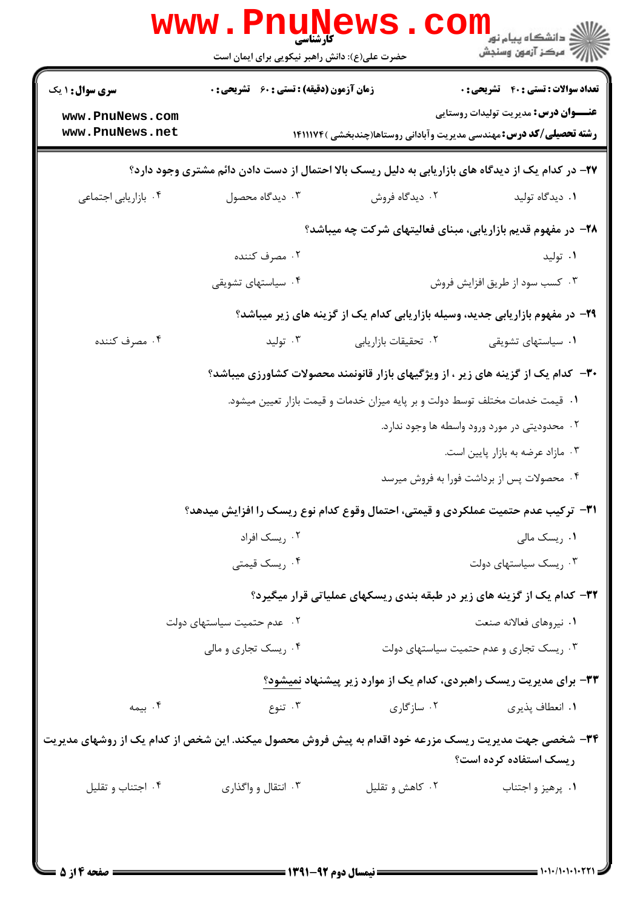**سری سوال:** ۱ یک | **زمان آزمون (دقیقه) : تستی :** ۶۰ **تشریحی :** ۰ | **تعداد سوالات : تستی :** ۴۰ **تشریحی :** ۰

**عنـــوان درس:** مدیریت تولیدات روستایی

**رشته تحصیلی/کد درس:** مهندسی مدیریت وآبادانی روستاها(چندبخشی )۱۴۱۱۱۷۴

۲۷- در کدام یک از دیدگاه های بازاریابی به دلیل ریسک بالا احتمال از دست دادن دائم مشتری وجود دارد؟

۱. دیدگاه تولید
۲. دیدگاه فروش
۳. دیدگاه محصول
۴. بازاریابی اجتماعی

۲۸- در مفهوم قدیم بازاریابی، مبنای فعالیتهای شرکت چه میباشد؟

۱. تولید
۲. مصرف کننده
۳. کسب سود از طریق افزایش فروش
۴. سیاستهای تشویقی

۲۹- در مفهوم بازاریابی جدید، وسیله بازاریابی کدام یک از گزینه های زیر میباشد؟

۱. سیاستهای تشویقی
۲. تحقیقات بازاریابی
۳. تولید
۴. مصرف کننده

۳۰- کدام یک از گزینه های زیر ، از ویژگیهای بازار قانونمند محصولات کشاورزی میباشد؟

۱. قیمت خدمات مختلف توسط دولت و بر پایه میزان خدمات و قیمت بازار تعیین میشود.
۲. محدودیتی در مورد ورود واسطه ها وجود ندارد.
۳. مازاد عرضه به بازار پایین است.
۴. محصولات پس از برداشت فورا به فروش میرسد

۳۱- ترکیب عدم حتمیت عملکردی و قیمتی، احتمال وقوع کدام نوع ریسک را افزایش میدهد؟

۱. ریسک مالی
۲. ریسک افراد
۳. ریسک سیاستهای دولت
۴. ریسک قیمتی

۳۲- کدام یک از گزینه های زیر در طبقه بندی ریسکهای عملیاتی قرار میگیرد؟

۱. نیروهای فعالانه صنعت
۲. عدم حتمیت سیاستهای دولت
۳. ریسک تجاری و عدم حتمیت سیاستهای دولت
۴. ریسک تجاری و مالی

۳۳- برای مدیریت ریسک راهبردی، کدام یک از موارد زیر پیشنهاد نمیشود؟

۱. انعطاف پذیری
۲. سازگاری
۳. تنوع
۴. بیمه

۳۴- شخصی جهت مدیریت ریسک مزرعه خود اقدام به پیش فروش محصول میکند. این شخص از کدام یک از روشهای مدیریت ریسک استفاده کرده است؟

۱. پرهیز و اجتناب
۲. کاهش و تقلیل
۳. انتقال و واگذاری
۴. اجتناب و تقلیل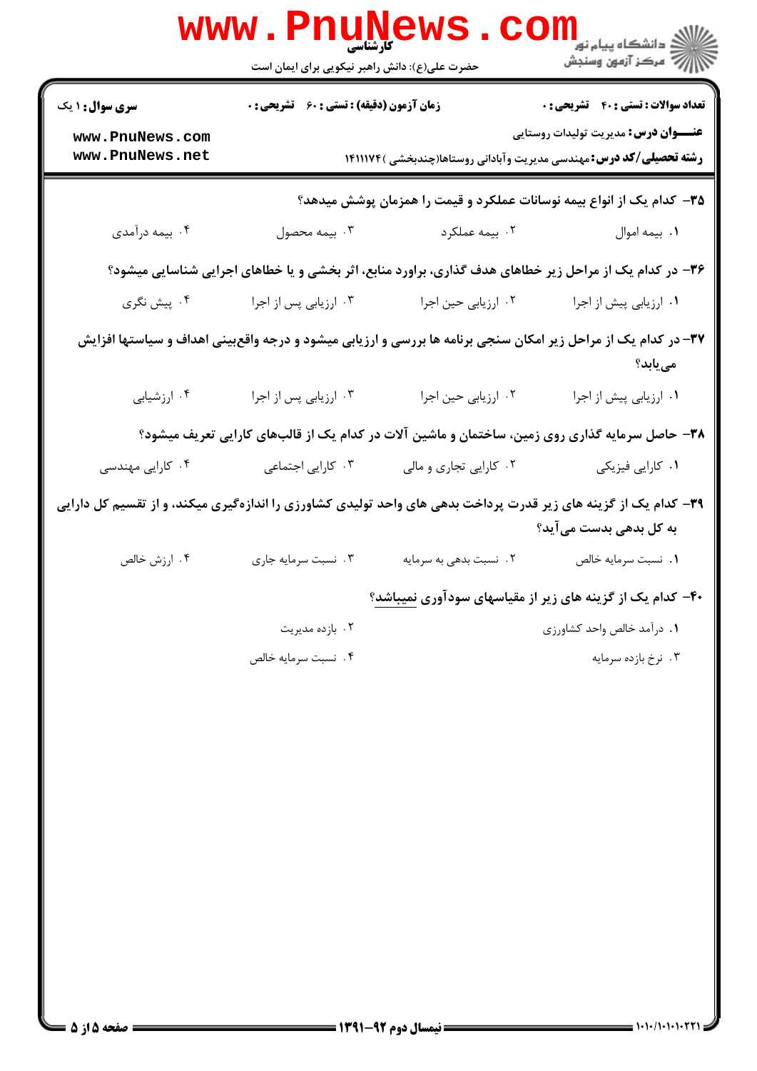**۳۵- کدام یک از انواع بیمه نوسانات عملکرد و قیمت را همزمان پوشش میدهد؟**

۱. بیمه اموال
۲. بیمه عملکرد
۳. بیمه محصول
۴. بیمه درآمدی

**۳۶- در کدام یک از مراحل زیر خطاهای هدف گذاری، براورد منابع، اثر بخشی و یا خطاهای اجرایی شناسایی میشود؟**

۱. ارزیابی پیش از اجرا
۲. ارزیابی حین اجرا
۳. ارزیابی پس از اجرا
۴. پیش نگری

**۳۷- در کدام یک از مراحل زیر امکان سنجی برنامه ها بررسی و ارزیابی میشود و درجه واقع‌بینی اهداف و سیاستها افزایش می‌یابد؟**

۱. ارزیابی پیش از اجرا
۲. ارزیابی حین اجرا
۳. ارزیابی پس از اجرا
۴. ارزشیابی

**۳۸- حاصل سرمایه گذاری روی زمین، ساختمان و ماشین آلات در کدام یک از قالب‌های کارایی تعریف میشود؟**

۱. کارایی فیزیکی
۲. کارایی تجاری و مالی
۳. کارایی اجتماعی
۴. کارایی مهندسی

**۳۹- کدام یک از گزینه های زیر قدرت پرداخت بدهی های واحد تولیدی کشاورزی را اندازه‌گیری میکند، و از تقسیم کل دارایی به کل بدهی بدست می‌آید؟**

۱. نسبت سرمایه خالص
۲. نسبت بدهی به سرمایه
۳. نسبت سرمایه جاری
۴. ارزش خالص

**۴۰- کدام یک از گزینه های زیر از مقیاسهای سودآوری نمیباشد؟**

۱. درآمد خالص واحد کشاورزی
۲. بازده مدیریت
۳. نرخ بازده سرمایه
۴. نسبت سرمایه خالص